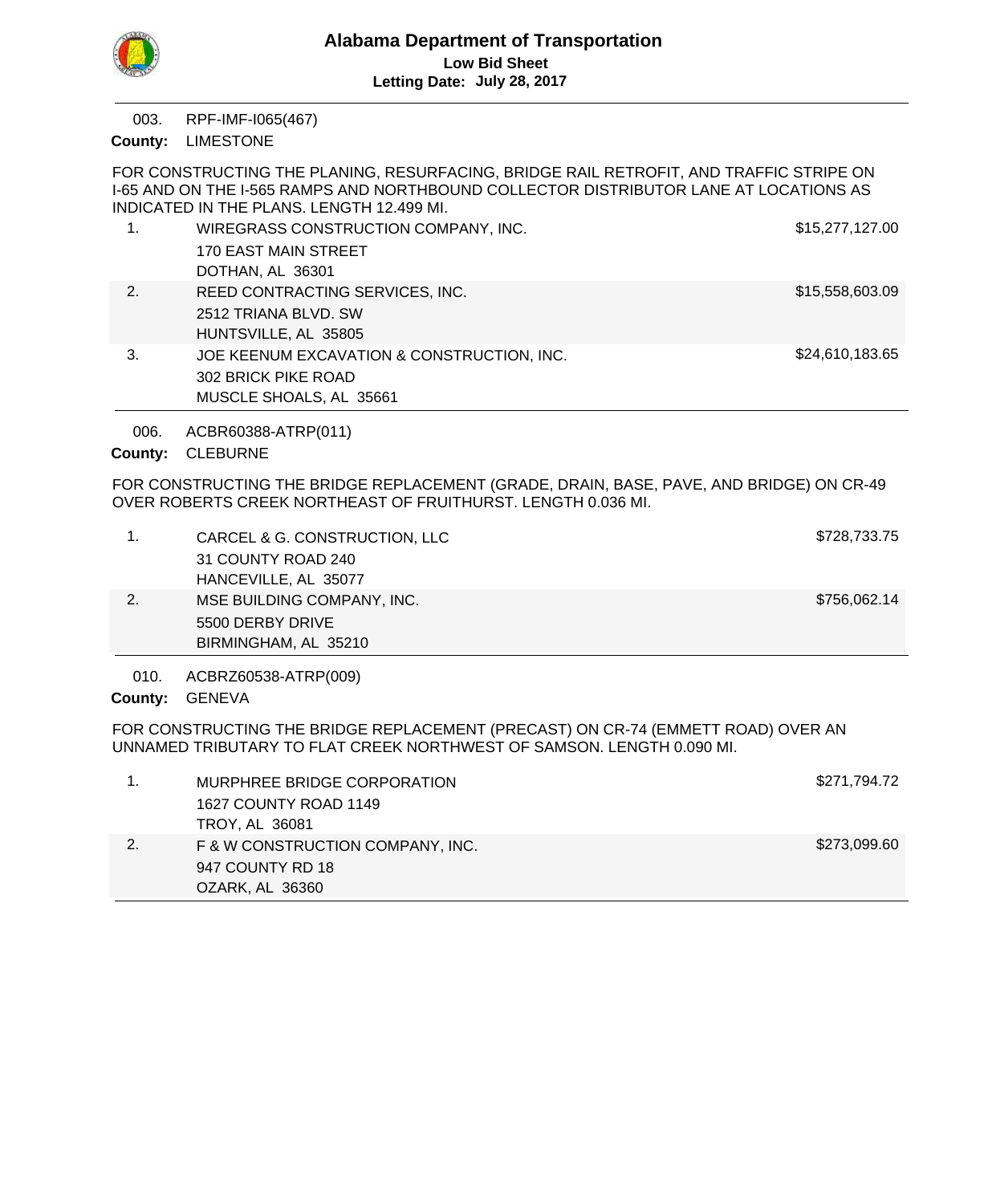# Alabama Department of Transportation

**Low Bid Sheet**

**Letting Date: July 28, 2017**

---

003. RPF-IMF-I065(467)

**County:** LIMESTONE

FOR CONSTRUCTING THE PLANING, RESURFACING, BRIDGE RAIL RETROFIT, AND TRAFFIC STRIPE ON I-65 AND ON THE I-565 RAMPS AND NORTHBOUND COLLECTOR DISTRIBUTOR LANE AT LOCATIONS AS INDICATED IN THE PLANS. LENGTH 12.499 MI.

| | Bidder | Amount |
|---|---|---|
| 1. | WIREGRASS CONSTRUCTION COMPANY, INC.<br>170 EAST MAIN STREET<br>DOTHAN, AL 36301 | $15,277,127.00 |
| 2. | REED CONTRACTING SERVICES, INC.<br>2512 TRIANA BLVD. SW<br>HUNTSVILLE, AL 35805 | $15,558,603.09 |
| 3. | JOE KEENUM EXCAVATION & CONSTRUCTION, INC.<br>302 BRICK PIKE ROAD<br>MUSCLE SHOALS, AL 35661 | $24,610,183.65 |

---

006. ACBR60388-ATRP(011)

**County:** CLEBURNE

FOR CONSTRUCTING THE BRIDGE REPLACEMENT (GRADE, DRAIN, BASE, PAVE, AND BRIDGE) ON CR-49 OVER ROBERTS CREEK NORTHEAST OF FRUITHURST. LENGTH 0.036 MI.

| | Bidder | Amount |
|---|---|---|
| 1. | CARCEL & G. CONSTRUCTION, LLC<br>31 COUNTY ROAD 240<br>HANCEVILLE, AL 35077 | $728,733.75 |
| 2. | MSE BUILDING COMPANY, INC.<br>5500 DERBY DRIVE<br>BIRMINGHAM, AL 35210 | $756,062.14 |

---

010. ACBRZ60538-ATRP(009)

**County:** GENEVA

FOR CONSTRUCTING THE BRIDGE REPLACEMENT (PRECAST) ON CR-74 (EMMETT ROAD) OVER AN UNNAMED TRIBUTARY TO FLAT CREEK NORTHWEST OF SAMSON. LENGTH 0.090 MI.

| | Bidder | Amount |
|---|---|---|
| 1. | MURPHREE BRIDGE CORPORATION<br>1627 COUNTY ROAD 1149<br>TROY, AL 36081 | $271,794.72 |
| 2. | F & W CONSTRUCTION COMPANY, INC.<br>947 COUNTY RD 18<br>OZARK, AL 36360 | $273,099.60 |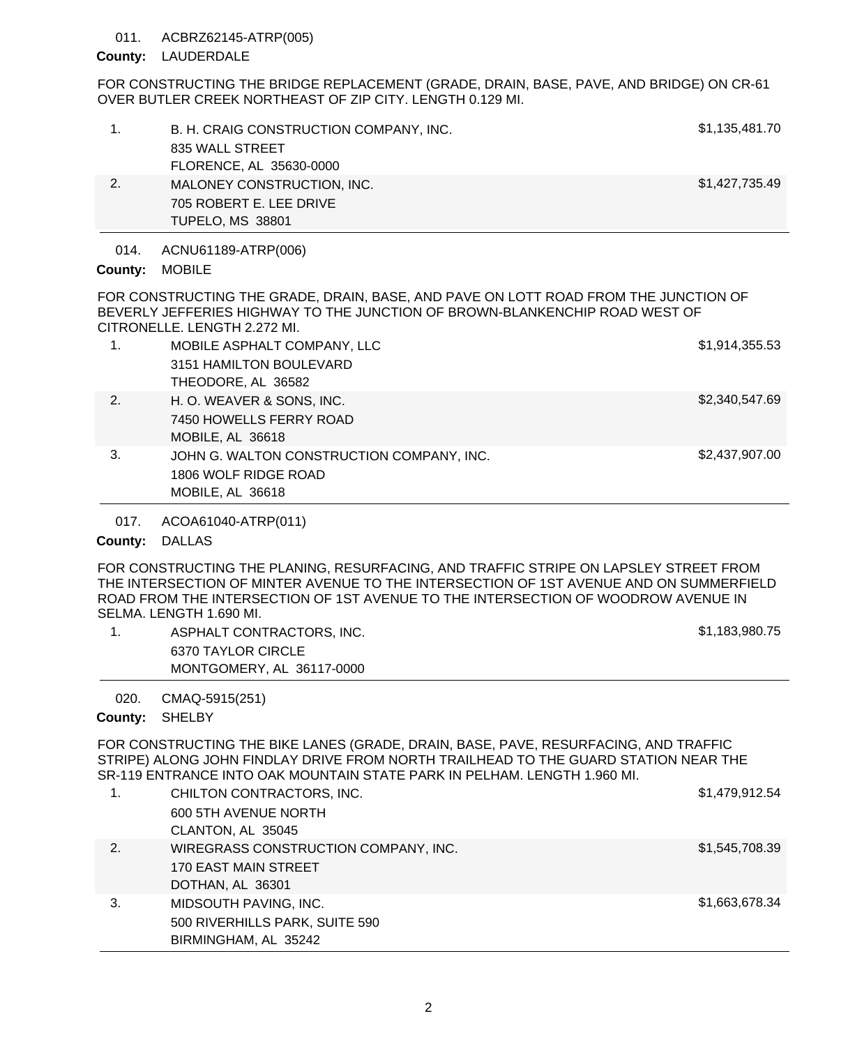011. ACBRZ62145-ATRP(005)

**County:** LAUDERDALE

FOR CONSTRUCTING THE BRIDGE REPLACEMENT (GRADE, DRAIN, BASE, PAVE, AND BRIDGE) ON CR-61 OVER BUTLER CREEK NORTHEAST OF ZIP CITY. LENGTH 0.129 MI.

| | | |
|---|---|---|
| 1. | B. H. CRAIG CONSTRUCTION COMPANY, INC.<br>835 WALL STREET<br>FLORENCE, AL 35630-0000 | $1,135,481.70 |
| 2. | MALONEY CONSTRUCTION, INC.<br>705 ROBERT E. LEE DRIVE<br>TUPELO, MS 38801 | $1,427,735.49 |

014. ACNU61189-ATRP(006)

**County:** MOBILE

FOR CONSTRUCTING THE GRADE, DRAIN, BASE, AND PAVE ON LOTT ROAD FROM THE JUNCTION OF BEVERLY JEFFERIES HIGHWAY TO THE JUNCTION OF BROWN-BLANKENCHIP ROAD WEST OF CITRONELLE. LENGTH 2.272 MI.

| | | |
|---|---|---|
| 1. | MOBILE ASPHALT COMPANY, LLC<br>3151 HAMILTON BOULEVARD<br>THEODORE, AL 36582 | $1,914,355.53 |
| 2. | H. O. WEAVER & SONS, INC.<br>7450 HOWELLS FERRY ROAD<br>MOBILE, AL 36618 | $2,340,547.69 |
| 3. | JOHN G. WALTON CONSTRUCTION COMPANY, INC.<br>1806 WOLF RIDGE ROAD<br>MOBILE, AL 36618 | $2,437,907.00 |

017. ACOA61040-ATRP(011)

**County:** DALLAS

FOR CONSTRUCTING THE PLANING, RESURFACING, AND TRAFFIC STRIPE ON LAPSLEY STREET FROM THE INTERSECTION OF MINTER AVENUE TO THE INTERSECTION OF 1ST AVENUE AND ON SUMMERFIELD ROAD FROM THE INTERSECTION OF 1ST AVENUE TO THE INTERSECTION OF WOODROW AVENUE IN SELMA. LENGTH 1.690 MI.

| | | |
|---|---|---|
| 1. | ASPHALT CONTRACTORS, INC.<br>6370 TAYLOR CIRCLE<br>MONTGOMERY, AL 36117-0000 | $1,183,980.75 |

020. CMAQ-5915(251)

**County:** SHELBY

FOR CONSTRUCTING THE BIKE LANES (GRADE, DRAIN, BASE, PAVE, RESURFACING, AND TRAFFIC STRIPE) ALONG JOHN FINDLAY DRIVE FROM NORTH TRAILHEAD TO THE GUARD STATION NEAR THE SR-119 ENTRANCE INTO OAK MOUNTAIN STATE PARK IN PELHAM. LENGTH 1.960 MI.

| | | |
|---|---|---|
| 1. | CHILTON CONTRACTORS, INC.<br>600 5TH AVENUE NORTH<br>CLANTON, AL 35045 | $1,479,912.54 |
| 2. | WIREGRASS CONSTRUCTION COMPANY, INC.<br>170 EAST MAIN STREET<br>DOTHAN, AL 36301 | $1,545,708.39 |
| 3. | MIDSOUTH PAVING, INC.<br>500 RIVERHILLS PARK, SUITE 590<br>BIRMINGHAM, AL 35242 | $1,663,678.34 |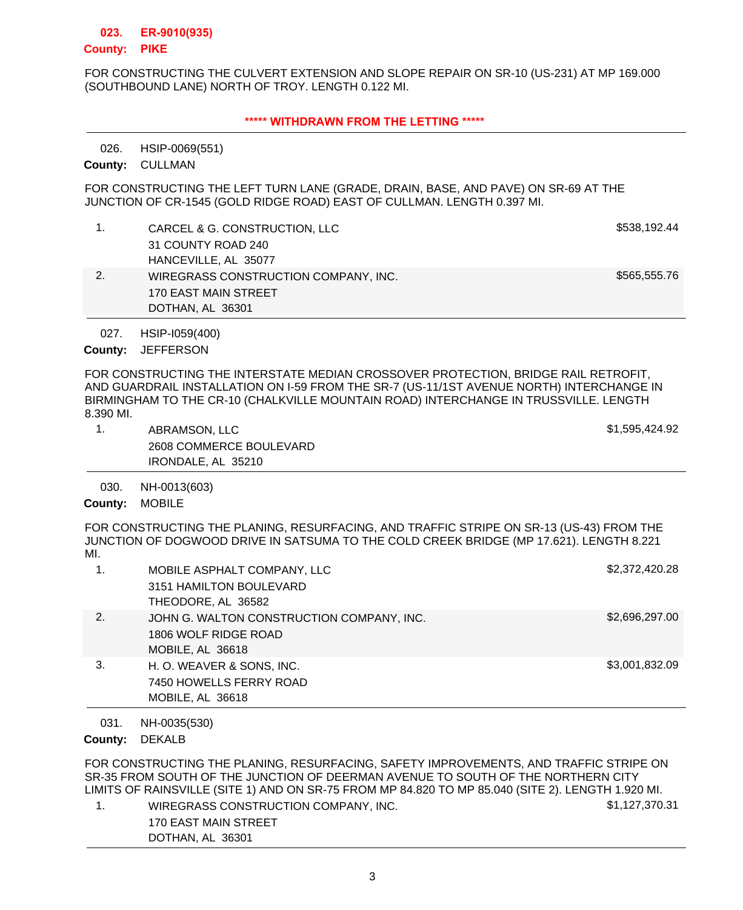**023. ER-9010(935)**

**County: PIKE**

FOR CONSTRUCTING THE CULVERT EXTENSION AND SLOPE REPAIR ON SR-10 (US-231) AT MP 169.000 (SOUTHBOUND LANE) NORTH OF TROY. LENGTH 0.122 MI.

**\*\*\*\*\* WITHDRAWN FROM THE LETTING \*\*\*\*\***

---

026. HSIP-0069(551)

**County:** CULLMAN

FOR CONSTRUCTING THE LEFT TURN LANE (GRADE, DRAIN, BASE, AND PAVE) ON SR-69 AT THE JUNCTION OF CR-1545 (GOLD RIDGE ROAD) EAST OF CULLMAN. LENGTH 0.397 MI.

| | Bidder | Amount |
|---|---|---|
| 1. | CARCEL & G. CONSTRUCTION, LLC<br>31 COUNTY ROAD 240<br>HANCEVILLE, AL 35077 | $538,192.44 |
| 2. | WIREGRASS CONSTRUCTION COMPANY, INC.<br>170 EAST MAIN STREET<br>DOTHAN, AL 36301 | $565,555.76 |

---

027. HSIP-I059(400)

**County:** JEFFERSON

FOR CONSTRUCTING THE INTERSTATE MEDIAN CROSSOVER PROTECTION, BRIDGE RAIL RETROFIT, AND GUARDRAIL INSTALLATION ON I-59 FROM THE SR-7 (US-11/1ST AVENUE NORTH) INTERCHANGE IN BIRMINGHAM TO THE CR-10 (CHALKVILLE MOUNTAIN ROAD) INTERCHANGE IN TRUSSVILLE. LENGTH 8.390 MI.

| | Bidder | Amount |
|---|---|---|
| 1. | ABRAMSON, LLC<br>2608 COMMERCE BOULEVARD<br>IRONDALE, AL 35210 | $1,595,424.92 |

---

030. NH-0013(603)

**County:** MOBILE

FOR CONSTRUCTING THE PLANING, RESURFACING, AND TRAFFIC STRIPE ON SR-13 (US-43) FROM THE JUNCTION OF DOGWOOD DRIVE IN SATSUMA TO THE COLD CREEK BRIDGE (MP 17.621). LENGTH 8.221 MI.

| | Bidder | Amount |
|---|---|---|
| 1. | MOBILE ASPHALT COMPANY, LLC<br>3151 HAMILTON BOULEVARD<br>THEODORE, AL 36582 | $2,372,420.28 |
| 2. | JOHN G. WALTON CONSTRUCTION COMPANY, INC.<br>1806 WOLF RIDGE ROAD<br>MOBILE, AL 36618 | $2,696,297.00 |
| 3. | H. O. WEAVER & SONS, INC.<br>7450 HOWELLS FERRY ROAD<br>MOBILE, AL 36618 | $3,001,832.09 |

---

031. NH-0035(530)

**County:** DEKALB

FOR CONSTRUCTING THE PLANING, RESURFACING, SAFETY IMPROVEMENTS, AND TRAFFIC STRIPE ON SR-35 FROM SOUTH OF THE JUNCTION OF DEERMAN AVENUE TO SOUTH OF THE NORTHERN CITY LIMITS OF RAINSVILLE (SITE 1) AND ON SR-75 FROM MP 84.820 TO MP 85.040 (SITE 2). LENGTH 1.920 MI.

| | Bidder | Amount |
|---|---|---|
| 1. | WIREGRASS CONSTRUCTION COMPANY, INC.<br>170 EAST MAIN STREET<br>DOTHAN, AL 36301 | $1,127,370.31 |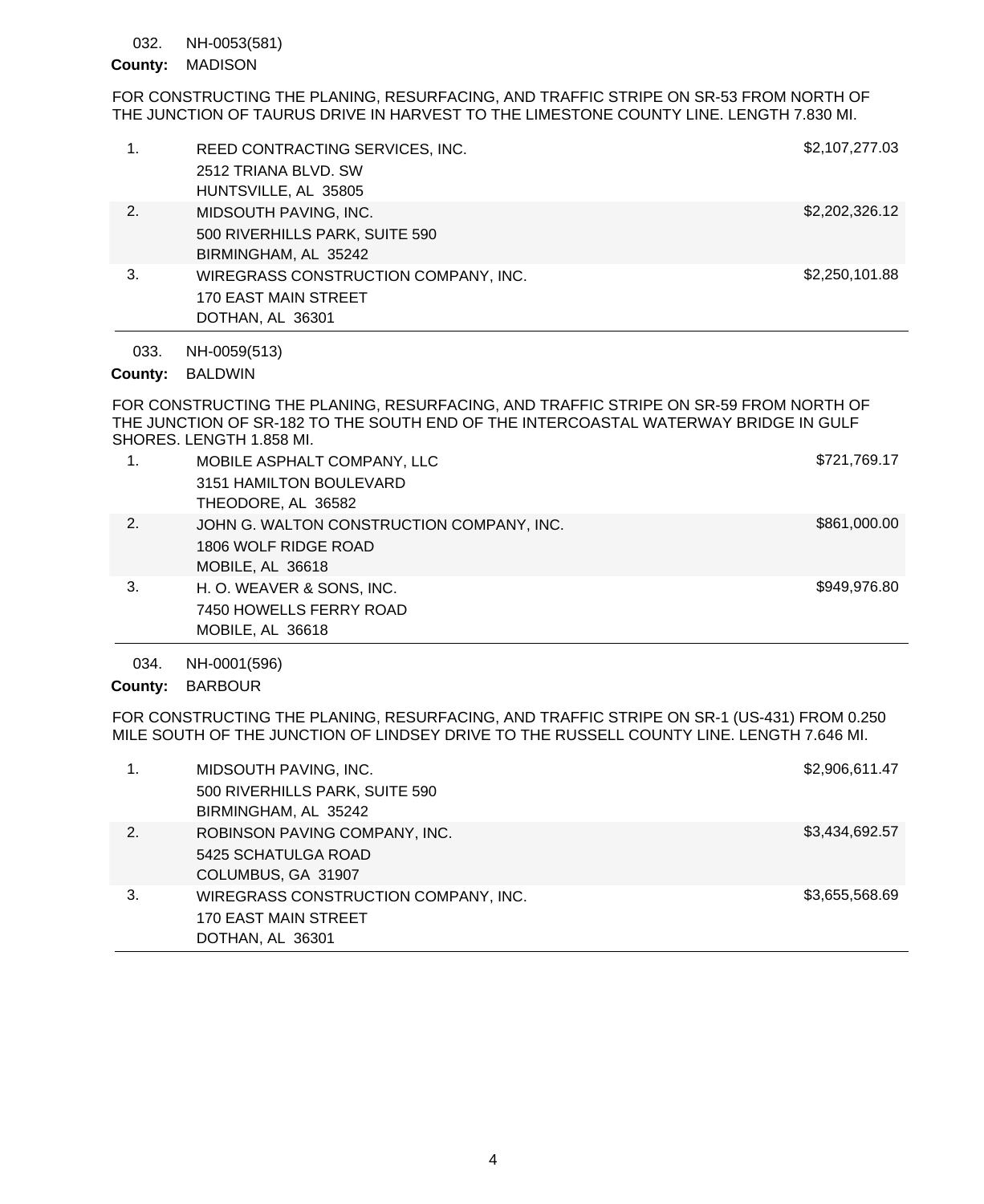032. NH-0053(581)

**County:** MADISON

FOR CONSTRUCTING THE PLANING, RESURFACING, AND TRAFFIC STRIPE ON SR-53 FROM NORTH OF THE JUNCTION OF TAURUS DRIVE IN HARVEST TO THE LIMESTONE COUNTY LINE. LENGTH 7.830 MI.

| | | |
|---|---|---|
| 1. | REED CONTRACTING SERVICES, INC.<br>2512 TRIANA BLVD. SW<br>HUNTSVILLE, AL 35805 | $2,107,277.03 |
| 2. | MIDSOUTH PAVING, INC.<br>500 RIVERHILLS PARK, SUITE 590<br>BIRMINGHAM, AL 35242 | $2,202,326.12 |
| 3. | WIREGRASS CONSTRUCTION COMPANY, INC.<br>170 EAST MAIN STREET<br>DOTHAN, AL 36301 | $2,250,101.88 |

033. NH-0059(513)

**County:** BALDWIN

FOR CONSTRUCTING THE PLANING, RESURFACING, AND TRAFFIC STRIPE ON SR-59 FROM NORTH OF THE JUNCTION OF SR-182 TO THE SOUTH END OF THE INTERCOASTAL WATERWAY BRIDGE IN GULF SHORES. LENGTH 1.858 MI.

| | | |
|---|---|---|
| 1. | MOBILE ASPHALT COMPANY, LLC<br>3151 HAMILTON BOULEVARD<br>THEODORE, AL 36582 | $721,769.17 |
| 2. | JOHN G. WALTON CONSTRUCTION COMPANY, INC.<br>1806 WOLF RIDGE ROAD<br>MOBILE, AL 36618 | $861,000.00 |
| 3. | H. O. WEAVER & SONS, INC.<br>7450 HOWELLS FERRY ROAD<br>MOBILE, AL 36618 | $949,976.80 |

034. NH-0001(596)

**County:** BARBOUR

FOR CONSTRUCTING THE PLANING, RESURFACING, AND TRAFFIC STRIPE ON SR-1 (US-431) FROM 0.250 MILE SOUTH OF THE JUNCTION OF LINDSEY DRIVE TO THE RUSSELL COUNTY LINE. LENGTH 7.646 MI.

| | | |
|---|---|---|
| 1. | MIDSOUTH PAVING, INC.<br>500 RIVERHILLS PARK, SUITE 590<br>BIRMINGHAM, AL 35242 | $2,906,611.47 |
| 2. | ROBINSON PAVING COMPANY, INC.<br>5425 SCHATULGA ROAD<br>COLUMBUS, GA 31907 | $3,434,692.57 |
| 3. | WIREGRASS CONSTRUCTION COMPANY, INC.<br>170 EAST MAIN STREET<br>DOTHAN, AL 36301 | $3,655,568.69 |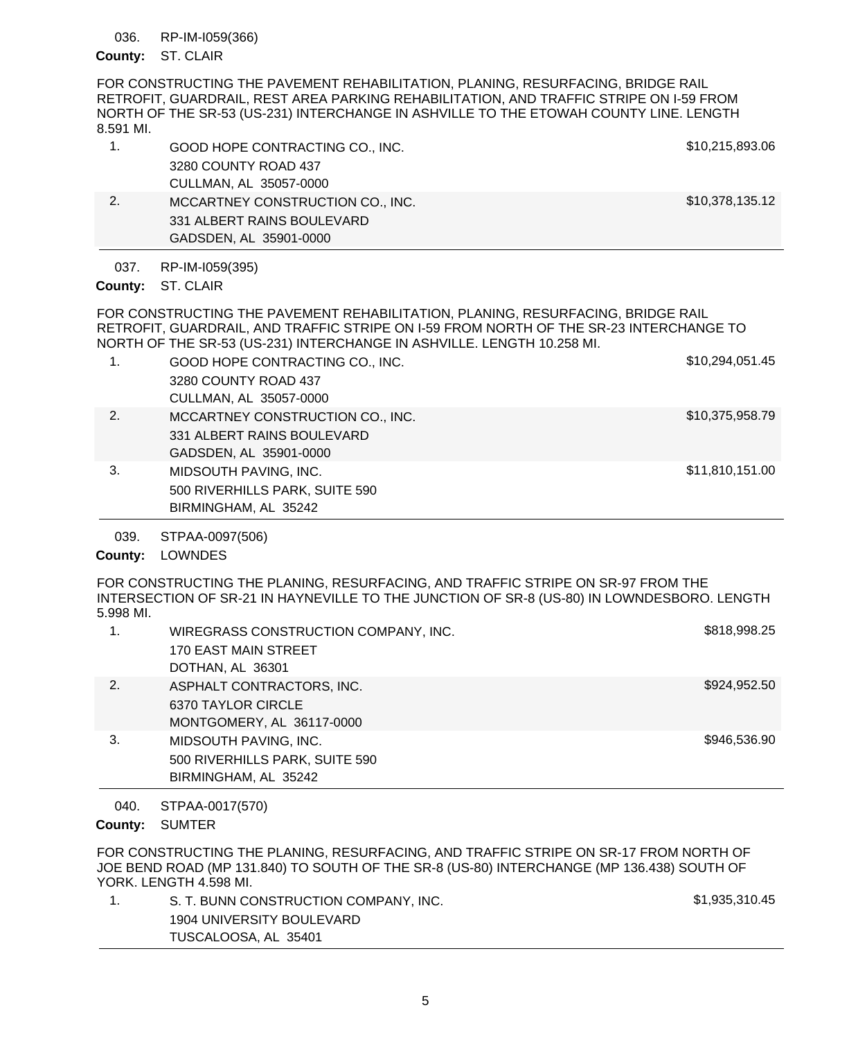036. RP-IM-I059(366)

**County:** ST. CLAIR

FOR CONSTRUCTING THE PAVEMENT REHABILITATION, PLANING, RESURFACING, BRIDGE RAIL RETROFIT, GUARDRAIL, REST AREA PARKING REHABILITATION, AND TRAFFIC STRIPE ON I-59 FROM NORTH OF THE SR-53 (US-231) INTERCHANGE IN ASHVILLE TO THE ETOWAH COUNTY LINE. LENGTH 8.591 MI.

| | Bidder | Amount |
|---|---|---|
| 1. | GOOD HOPE CONTRACTING CO., INC.<br>3280 COUNTY ROAD 437<br>CULLMAN, AL 35057-0000 | $10,215,893.06 |
| 2. | MCCARTNEY CONSTRUCTION CO., INC.<br>331 ALBERT RAINS BOULEVARD<br>GADSDEN, AL 35901-0000 | $10,378,135.12 |

037. RP-IM-I059(395)

**County:** ST. CLAIR

FOR CONSTRUCTING THE PAVEMENT REHABILITATION, PLANING, RESURFACING, BRIDGE RAIL RETROFIT, GUARDRAIL, AND TRAFFIC STRIPE ON I-59 FROM NORTH OF THE SR-23 INTERCHANGE TO NORTH OF THE SR-53 (US-231) INTERCHANGE IN ASHVILLE. LENGTH 10.258 MI.

| | Bidder | Amount |
|---|---|---|
| 1. | GOOD HOPE CONTRACTING CO., INC.<br>3280 COUNTY ROAD 437<br>CULLMAN, AL 35057-0000 | $10,294,051.45 |
| 2. | MCCARTNEY CONSTRUCTION CO., INC.<br>331 ALBERT RAINS BOULEVARD<br>GADSDEN, AL 35901-0000 | $10,375,958.79 |
| 3. | MIDSOUTH PAVING, INC.<br>500 RIVERHILLS PARK, SUITE 590<br>BIRMINGHAM, AL 35242 | $11,810,151.00 |

039. STPAA-0097(506)

**County:** LOWNDES

FOR CONSTRUCTING THE PLANING, RESURFACING, AND TRAFFIC STRIPE ON SR-97 FROM THE INTERSECTION OF SR-21 IN HAYNEVILLE TO THE JUNCTION OF SR-8 (US-80) IN LOWNDESBORO. LENGTH 5.998 MI.

| | Bidder | Amount |
|---|---|---|
| 1. | WIREGRASS CONSTRUCTION COMPANY, INC.<br>170 EAST MAIN STREET<br>DOTHAN, AL 36301 | $818,998.25 |
| 2. | ASPHALT CONTRACTORS, INC.<br>6370 TAYLOR CIRCLE<br>MONTGOMERY, AL 36117-0000 | $924,952.50 |
| 3. | MIDSOUTH PAVING, INC.<br>500 RIVERHILLS PARK, SUITE 590<br>BIRMINGHAM, AL 35242 | $946,536.90 |

040. STPAA-0017(570)

**County:** SUMTER

FOR CONSTRUCTING THE PLANING, RESURFACING, AND TRAFFIC STRIPE ON SR-17 FROM NORTH OF JOE BEND ROAD (MP 131.840) TO SOUTH OF THE SR-8 (US-80) INTERCHANGE (MP 136.438) SOUTH OF YORK. LENGTH 4.598 MI.

| | Bidder | Amount |
|---|---|---|
| 1. | S. T. BUNN CONSTRUCTION COMPANY, INC.<br>1904 UNIVERSITY BOULEVARD<br>TUSCALOOSA, AL 35401 | $1,935,310.45 |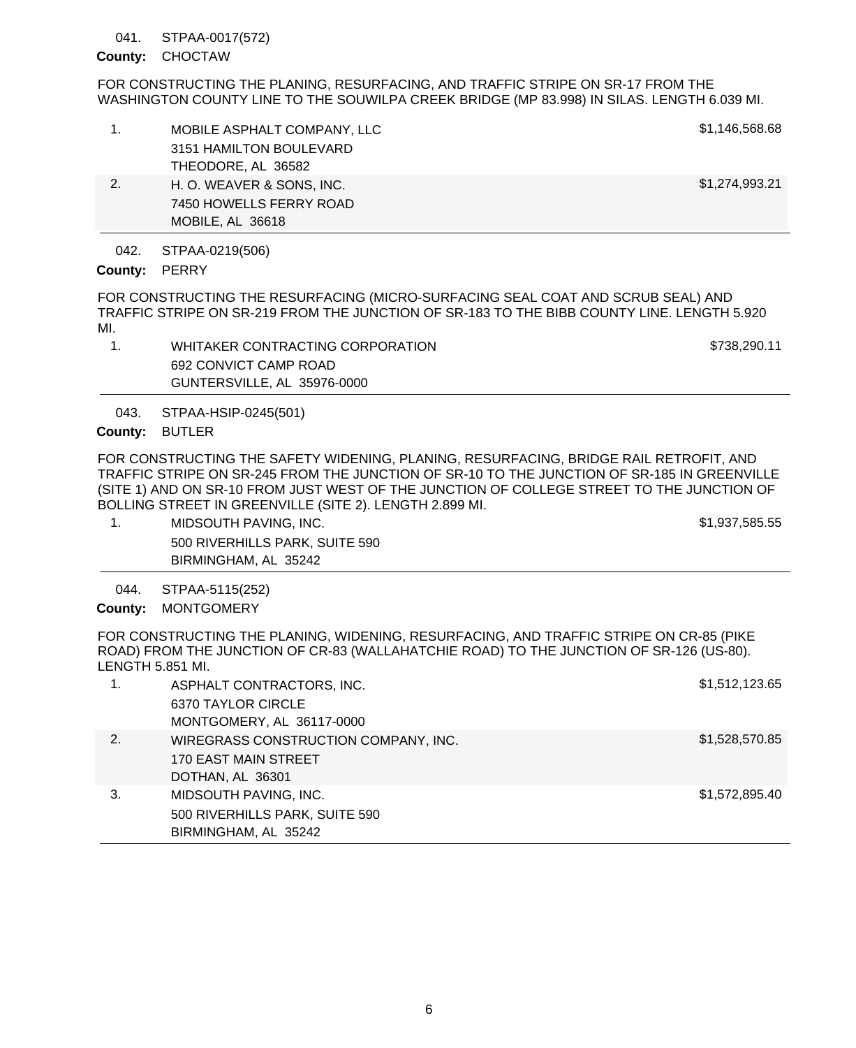041. STPAA-0017(572)

**County:** CHOCTAW

FOR CONSTRUCTING THE PLANING, RESURFACING, AND TRAFFIC STRIPE ON SR-17 FROM THE WASHINGTON COUNTY LINE TO THE SOUWILPA CREEK BRIDGE (MP 83.998) IN SILAS. LENGTH 6.039 MI.

| | | |
|---|---|---|
| 1. | MOBILE ASPHALT COMPANY, LLC<br>3151 HAMILTON BOULEVARD<br>THEODORE, AL 36582 | $1,146,568.68 |
| 2. | H. O. WEAVER & SONS, INC.<br>7450 HOWELLS FERRY ROAD<br>MOBILE, AL 36618 | $1,274,993.21 |

042. STPAA-0219(506)

**County:** PERRY

FOR CONSTRUCTING THE RESURFACING (MICRO-SURFACING SEAL COAT AND SCRUB SEAL) AND TRAFFIC STRIPE ON SR-219 FROM THE JUNCTION OF SR-183 TO THE BIBB COUNTY LINE. LENGTH 5.920 MI.

| | | |
|---|---|---|
| 1. | WHITAKER CONTRACTING CORPORATION<br>692 CONVICT CAMP ROAD<br>GUNTERSVILLE, AL 35976-0000 | $738,290.11 |

043. STPAA-HSIP-0245(501)

**County:** BUTLER

FOR CONSTRUCTING THE SAFETY WIDENING, PLANING, RESURFACING, BRIDGE RAIL RETROFIT, AND TRAFFIC STRIPE ON SR-245 FROM THE JUNCTION OF SR-10 TO THE JUNCTION OF SR-185 IN GREENVILLE (SITE 1) AND ON SR-10 FROM JUST WEST OF THE JUNCTION OF COLLEGE STREET TO THE JUNCTION OF BOLLING STREET IN GREENVILLE (SITE 2). LENGTH 2.899 MI.

| | | |
|---|---|---|
| 1. | MIDSOUTH PAVING, INC.<br>500 RIVERHILLS PARK, SUITE 590<br>BIRMINGHAM, AL 35242 | $1,937,585.55 |

044. STPAA-5115(252)

**County:** MONTGOMERY

FOR CONSTRUCTING THE PLANING, WIDENING, RESURFACING, AND TRAFFIC STRIPE ON CR-85 (PIKE ROAD) FROM THE JUNCTION OF CR-83 (WALLAHATCHIE ROAD) TO THE JUNCTION OF SR-126 (US-80). LENGTH 5.851 MI.

| | | |
|---|---|---|
| 1. | ASPHALT CONTRACTORS, INC.<br>6370 TAYLOR CIRCLE<br>MONTGOMERY, AL 36117-0000 | $1,512,123.65 |
| 2. | WIREGRASS CONSTRUCTION COMPANY, INC.<br>170 EAST MAIN STREET<br>DOTHAN, AL 36301 | $1,528,570.85 |
| 3. | MIDSOUTH PAVING, INC.<br>500 RIVERHILLS PARK, SUITE 590<br>BIRMINGHAM, AL 35242 | $1,572,895.40 |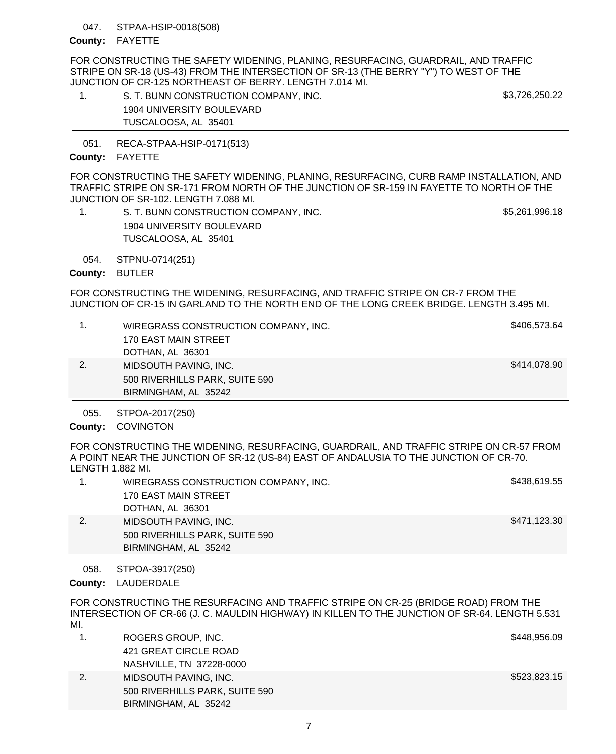047. STPAA-HSIP-0018(508)

**County:** FAYETTE

FOR CONSTRUCTING THE SAFETY WIDENING, PLANING, RESURFACING, GUARDRAIL, AND TRAFFIC STRIPE ON SR-18 (US-43) FROM THE INTERSECTION OF SR-13 (THE BERRY "Y") TO WEST OF THE JUNCTION OF CR-125 NORTHEAST OF BERRY. LENGTH 7.014 MI.

| | Bidder | Amount |
|---|---|---|
| 1. | S. T. BUNN CONSTRUCTION COMPANY, INC.<br>1904 UNIVERSITY BOULEVARD<br>TUSCALOOSA, AL 35401 | $3,726,250.22 |

051. RECA-STPAA-HSIP-0171(513)

**County:** FAYETTE

FOR CONSTRUCTING THE SAFETY WIDENING, PLANING, RESURFACING, CURB RAMP INSTALLATION, AND TRAFFIC STRIPE ON SR-171 FROM NORTH OF THE JUNCTION OF SR-159 IN FAYETTE TO NORTH OF THE JUNCTION OF SR-102. LENGTH 7.088 MI.

| | Bidder | Amount |
|---|---|---|
| 1. | S. T. BUNN CONSTRUCTION COMPANY, INC.<br>1904 UNIVERSITY BOULEVARD<br>TUSCALOOSA, AL 35401 | $5,261,996.18 |

054. STPNU-0714(251)

**County:** BUTLER

FOR CONSTRUCTING THE WIDENING, RESURFACING, AND TRAFFIC STRIPE ON CR-7 FROM THE JUNCTION OF CR-15 IN GARLAND TO THE NORTH END OF THE LONG CREEK BRIDGE. LENGTH 3.495 MI.

| | Bidder | Amount |
|---|---|---|
| 1. | WIREGRASS CONSTRUCTION COMPANY, INC.<br>170 EAST MAIN STREET<br>DOTHAN, AL 36301 | $406,573.64 |
| 2. | MIDSOUTH PAVING, INC.<br>500 RIVERHILLS PARK, SUITE 590<br>BIRMINGHAM, AL 35242 | $414,078.90 |

055. STPOA-2017(250)

**County:** COVINGTON

FOR CONSTRUCTING THE WIDENING, RESURFACING, GUARDRAIL, AND TRAFFIC STRIPE ON CR-57 FROM A POINT NEAR THE JUNCTION OF SR-12 (US-84) EAST OF ANDALUSIA TO THE JUNCTION OF CR-70. LENGTH 1.882 MI.

| | Bidder | Amount |
|---|---|---|
| 1. | WIREGRASS CONSTRUCTION COMPANY, INC.<br>170 EAST MAIN STREET<br>DOTHAN, AL 36301 | $438,619.55 |
| 2. | MIDSOUTH PAVING, INC.<br>500 RIVERHILLS PARK, SUITE 590<br>BIRMINGHAM, AL 35242 | $471,123.30 |

058. STPOA-3917(250)

**County:** LAUDERDALE

FOR CONSTRUCTING THE RESURFACING AND TRAFFIC STRIPE ON CR-25 (BRIDGE ROAD) FROM THE INTERSECTION OF CR-66 (J. C. MAULDIN HIGHWAY) IN KILLEN TO THE JUNCTION OF SR-64. LENGTH 5.531 MI.

| | Bidder | Amount |
|---|---|---|
| 1. | ROGERS GROUP, INC.<br>421 GREAT CIRCLE ROAD<br>NASHVILLE, TN 37228-0000 | $448,956.09 |
| 2. | MIDSOUTH PAVING, INC.<br>500 RIVERHILLS PARK, SUITE 590<br>BIRMINGHAM, AL 35242 | $523,823.15 |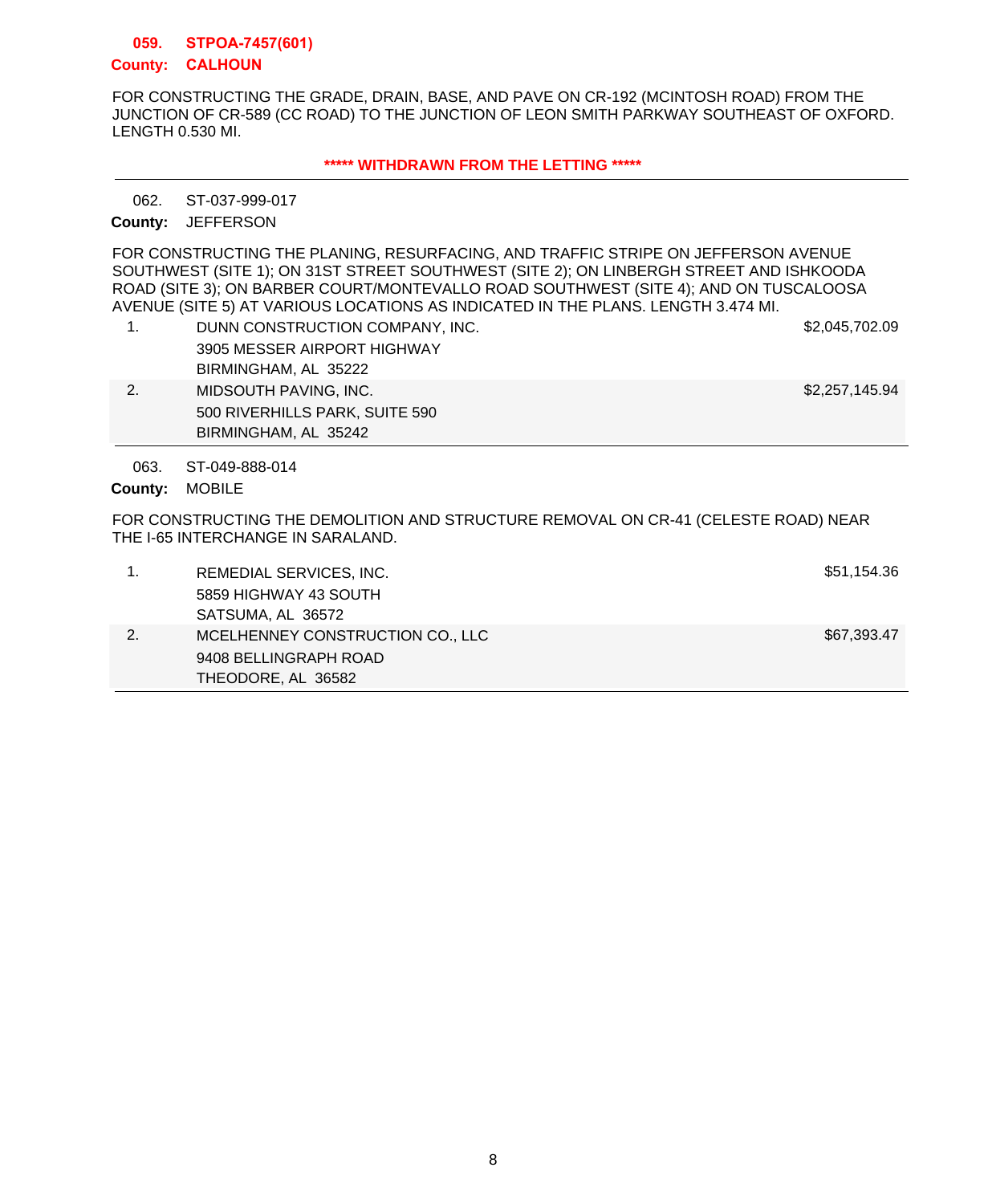**059. STPOA-7457(601)**

**County: CALHOUN**

FOR CONSTRUCTING THE GRADE, DRAIN, BASE, AND PAVE ON CR-192 (MCINTOSH ROAD) FROM THE JUNCTION OF CR-589 (CC ROAD) TO THE JUNCTION OF LEON SMITH PARKWAY SOUTHEAST OF OXFORD. LENGTH 0.530 MI.

**\*\*\*\*\* WITHDRAWN FROM THE LETTING \*\*\*\*\***

---

062. ST-037-999-017

**County:** JEFFERSON

FOR CONSTRUCTING THE PLANING, RESURFACING, AND TRAFFIC STRIPE ON JEFFERSON AVENUE SOUTHWEST (SITE 1); ON 31ST STREET SOUTHWEST (SITE 2); ON LINBERGH STREET AND ISHKOODA ROAD (SITE 3); ON BARBER COURT/MONTEVALLO ROAD SOUTHWEST (SITE 4); AND ON TUSCALOOSA AVENUE (SITE 5) AT VARIOUS LOCATIONS AS INDICATED IN THE PLANS. LENGTH 3.474 MI.

| | | |
|---|---|---|
| 1. | DUNN CONSTRUCTION COMPANY, INC.<br>3905 MESSER AIRPORT HIGHWAY<br>BIRMINGHAM, AL 35222 | $2,045,702.09 |
| 2. | MIDSOUTH PAVING, INC.<br>500 RIVERHILLS PARK, SUITE 590<br>BIRMINGHAM, AL 35242 | $2,257,145.94 |

063. ST-049-888-014

**County:** MOBILE

FOR CONSTRUCTING THE DEMOLITION AND STRUCTURE REMOVAL ON CR-41 (CELESTE ROAD) NEAR THE I-65 INTERCHANGE IN SARALAND.

| | | |
|---|---|---|
| 1. | REMEDIAL SERVICES, INC.<br>5859 HIGHWAY 43 SOUTH<br>SATSUMA, AL 36572 | $51,154.36 |
| 2. | MCELHENNEY CONSTRUCTION CO., LLC<br>9408 BELLINGRAPH ROAD<br>THEODORE, AL 36582 | $67,393.47 |